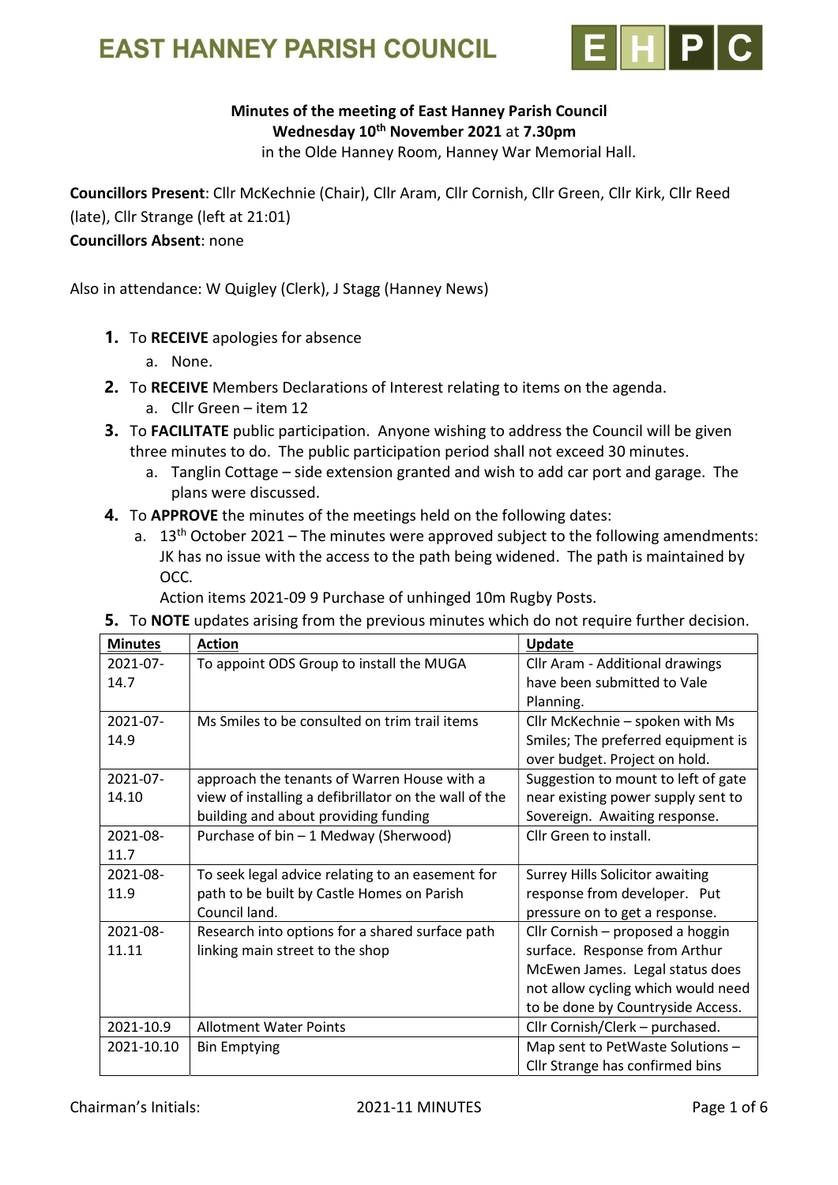# EAST HANNEY PARISH COUNCIL

**Minutes of the meeting of East Hanney Parish Council**
**Wednesday 10th November 2021** at **7.30pm**
in the Olde Hanney Room, Hanney War Memorial Hall.

**Councillors Present**: Cllr McKechnie (Chair), Cllr Aram, Cllr Cornish, Cllr Green, Cllr Kirk, Cllr Reed (late), Cllr Strange (left at 21:01)
**Councillors Absent**: none

Also in attendance: W Quigley (Clerk), J Stagg (Hanney News)

1. To **RECEIVE** apologies for absence
   a. None.
2. To **RECEIVE** Members Declarations of Interest relating to items on the agenda.
   a. Cllr Green – item 12
3. To **FACILITATE** public participation. Anyone wishing to address the Council will be given three minutes to do. The public participation period shall not exceed 30 minutes.
   a. Tanglin Cottage – side extension granted and wish to add car port and garage. The plans were discussed.
4. To **APPROVE** the minutes of the meetings held on the following dates:
   a. 13th October 2021 – The minutes were approved subject to the following amendments: JK has no issue with the access to the path being widened. The path is maintained by OCC.
   Action items 2021-09 9 Purchase of unhinged 10m Rugby Posts.
5. To **NOTE** updates arising from the previous minutes which do not require further decision.

| Minutes | Action | Update |
|---|---|---|
| 2021-07-14.7 | To appoint ODS Group to install the MUGA | Cllr Aram - Additional drawings have been submitted to Vale Planning. |
| 2021-07-14.9 | Ms Smiles to be consulted on trim trail items | Cllr McKechnie – spoken with Ms Smiles; The preferred equipment is over budget. Project on hold. |
| 2021-07-14.10 | approach the tenants of Warren House with a view of installing a defibrillator on the wall of the building and about providing funding | Suggestion to mount to left of gate near existing power supply sent to Sovereign. Awaiting response. |
| 2021-08-11.7 | Purchase of bin – 1 Medway (Sherwood) | Cllr Green to install. |
| 2021-08-11.9 | To seek legal advice relating to an easement for path to be built by Castle Homes on Parish Council land. | Surrey Hills Solicitor awaiting response from developer. Put pressure on to get a response. |
| 2021-08-11.11 | Research into options for a shared surface path linking main street to the shop | Cllr Cornish – proposed a hoggin surface. Response from Arthur McEwen James. Legal status does not allow cycling which would need to be done by Countryside Access. |
| 2021-10.9 | Allotment Water Points | Cllr Cornish/Clerk – purchased. |
| 2021-10.10 | Bin Emptying | Map sent to PetWaste Solutions – Cllr Strange has confirmed bins |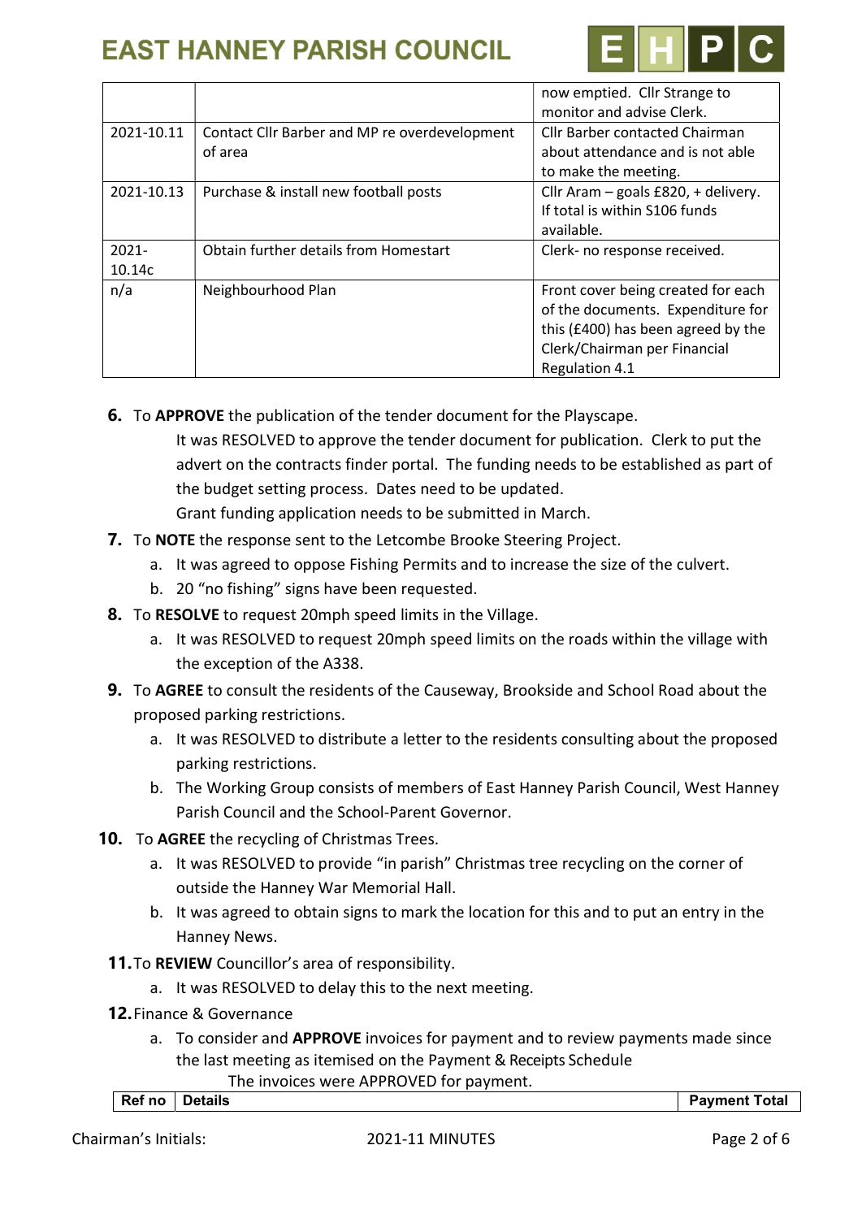| | | now emptied. Cllr Strange to monitor and advise Clerk. |
|---|---|---|
| 2021-10.11 | Contact Cllr Barber and MP re overdevelopment of area | Cllr Barber contacted Chairman about attendance and is not able to make the meeting. |
| 2021-10.13 | Purchase & install new football posts | Cllr Aram – goals £820, + delivery. If total is within S106 funds available. |
| 2021-10.14c | Obtain further details from Homestart | Clerk- no response received. |
| n/a | Neighbourhood Plan | Front cover being created for each of the documents. Expenditure for this (£400) has been agreed by the Clerk/Chairman per Financial Regulation 4.1 |

**6.** To **APPROVE** the publication of the tender document for the Playscape.

It was RESOLVED to approve the tender document for publication. Clerk to put the advert on the contracts finder portal. The funding needs to be established as part of the budget setting process. Dates need to be updated.

Grant funding application needs to be submitted in March.

**7.** To **NOTE** the response sent to the Letcombe Brooke Steering Project.

a. It was agreed to oppose Fishing Permits and to increase the size of the culvert.
b. 20 "no fishing" signs have been requested.

**8.** To **RESOLVE** to request 20mph speed limits in the Village.

a. It was RESOLVED to request 20mph speed limits on the roads within the village with the exception of the A338.

**9.** To **AGREE** to consult the residents of the Causeway, Brookside and School Road about the proposed parking restrictions.

a. It was RESOLVED to distribute a letter to the residents consulting about the proposed parking restrictions.
b. The Working Group consists of members of East Hanney Parish Council, West Hanney Parish Council and the School-Parent Governor.

**10.** To **AGREE** the recycling of Christmas Trees.

a. It was RESOLVED to provide "in parish" Christmas tree recycling on the corner of outside the Hanney War Memorial Hall.
b. It was agreed to obtain signs to mark the location for this and to put an entry in the Hanney News.

**11.** To **REVIEW** Councillor's area of responsibility.

a. It was RESOLVED to delay this to the next meeting.

**12.** Finance & Governance

a. To consider and **APPROVE** invoices for payment and to review payments made since the last meeting as itemised on the Payment & Receipts Schedule

The invoices were APPROVED for payment.

| Ref no | Details | Payment Total |
|---|---|---|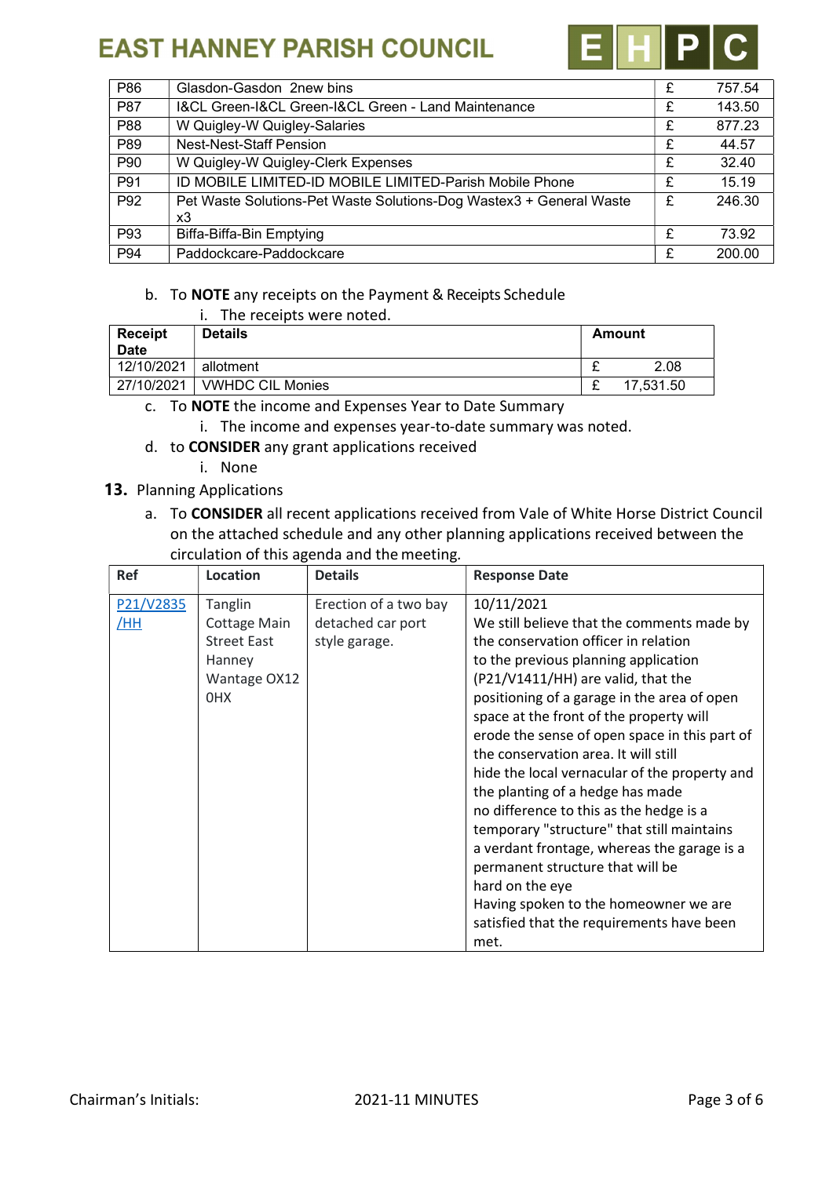| P86 | Glasdon-Gasdon 2new bins | £ | 757.54 |
|---|---|---|---|
| P87 | I&CL Green-I&CL Green-I&CL Green - Land Maintenance | £ | 143.50 |
| P88 | W Quigley-W Quigley-Salaries | £ | 877.23 |
| P89 | Nest-Nest-Staff Pension | £ | 44.57 |
| P90 | W Quigley-W Quigley-Clerk Expenses | £ | 32.40 |
| P91 | ID MOBILE LIMITED-ID MOBILE LIMITED-Parish Mobile Phone | £ | 15.19 |
| P92 | Pet Waste Solutions-Pet Waste Solutions-Dog Wastex3 + General Waste x3 | £ | 246.30 |
| P93 | Biffa-Biffa-Bin Emptying | £ | 73.92 |
| P94 | Paddockcare-Paddockcare | £ | 200.00 |

b. To **NOTE** any receipts on the Payment & Receipts Schedule
   i. The receipts were noted.

| Receipt Date | Details | Amount | |
|---|---|---|---|
| 12/10/2021 | allotment | £ | 2.08 |
| 27/10/2021 | VWHDC CIL Monies | £ | 17,531.50 |

c. To **NOTE** the income and Expenses Year to Date Summary
   i. The income and expenses year-to-date summary was noted.

d. to **CONSIDER** any grant applications received
   i. None

**13.** Planning Applications

a. To **CONSIDER** all recent applications received from Vale of White Horse District Council on the attached schedule and any other planning applications received between the circulation of this agenda and the meeting.

| Ref | Location | Details | Response Date |
|---|---|---|---|
| P21/V2835/HH | Tanglin Cottage Main Street East Hanney Wantage OX12 0HX | Erection of a two bay detached car port style garage. | 10/11/2021 We still believe that the comments made by the conservation officer in relation to the previous planning application (P21/V1411/HH) are valid, that the positioning of a garage in the area of open space at the front of the property will erode the sense of open space in this part of the conservation area. It will still hide the local vernacular of the property and the planting of a hedge has made no difference to this as the hedge is a temporary "structure" that still maintains a verdant frontage, whereas the garage is a permanent structure that will be hard on the eye Having spoken to the homeowner we are satisfied that the requirements have been met. |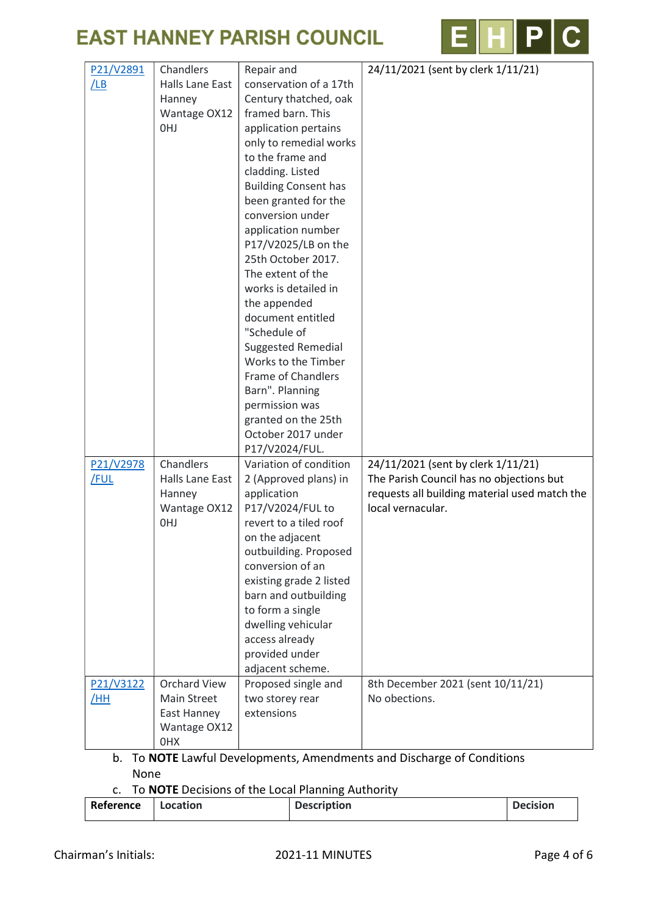| | | | |
|---|---|---|---|
| P21/V2891/LB | Chandlers Halls Lane East Hanney Wantage OX12 0HJ | Repair and conservation of a 17th Century thatched, oak framed barn. This application pertains only to remedial works to the frame and cladding. Listed Building Consent has been granted for the conversion under application number P17/V2025/LB on the 25th October 2017. The extent of the works is detailed in the appended document entitled "Schedule of Suggested Remedial Works to the Timber Frame of Chandlers Barn". Planning permission was granted on the 25th October 2017 under P17/V2024/FUL. | 24/11/2021 (sent by clerk 1/11/21) |
| P21/V2978/FUL | Chandlers Halls Lane East Hanney Wantage OX12 0HJ | Variation of condition 2 (Approved plans) in application P17/V2024/FUL to revert to a tiled roof on the adjacent outbuilding. Proposed conversion of an existing grade 2 listed barn and outbuilding to form a single dwelling vehicular access already provided under adjacent scheme. | 24/11/2021 (sent by clerk 1/11/21) The Parish Council has no objections but requests all building material used match the local vernacular. |
| P21/V3122/HH | Orchard View Main Street East Hanney Wantage OX12 0HX | Proposed single and two storey rear extensions | 8th December 2021 (sent 10/11/21) No obections. |

b. To **NOTE** Lawful Developments, Amendments and Discharge of Conditions
   None

c. To **NOTE** Decisions of the Local Planning Authority

| Reference | Location | Description | Decision |
|---|---|---|---|

Chairman's Initials: 2021-11 MINUTES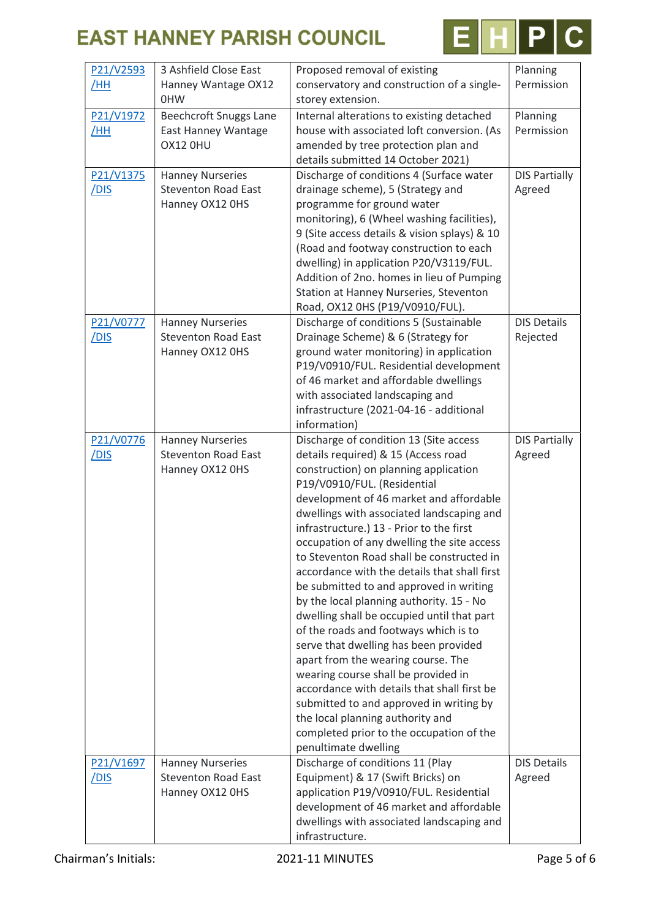| P21/V2593/HH | 3 Ashfield Close East Hanney Wantage OX12 0HW | Proposed removal of existing conservatory and construction of a single-storey extension. | Planning Permission |
|---|---|---|---|
| P21/V1972/HH | Beechcroft Snuggs Lane East Hanney Wantage OX12 0HU | Internal alterations to existing detached house with associated loft conversion. (As amended by tree protection plan and details submitted 14 October 2021) | Planning Permission |
| P21/V1375/DIS | Hanney Nurseries Steventon Road East Hanney OX12 0HS | Discharge of conditions 4 (Surface water drainage scheme), 5 (Strategy and programme for ground water monitoring), 6 (Wheel washing facilities), 9 (Site access details & vision splays) & 10 (Road and footway construction to each dwelling) in application P20/V3119/FUL. Addition of 2no. homes in lieu of Pumping Station at Hanney Nurseries, Steventon Road, OX12 0HS (P19/V0910/FUL). | DIS Partially Agreed |
| P21/V0777/DIS | Hanney Nurseries Steventon Road East Hanney OX12 0HS | Discharge of conditions 5 (Sustainable Drainage Scheme) & 6 (Strategy for ground water monitoring) in application P19/V0910/FUL. Residential development of 46 market and affordable dwellings with associated landscaping and infrastructure (2021-04-16 - additional information) | DIS Details Rejected |
| P21/V0776/DIS | Hanney Nurseries Steventon Road East Hanney OX12 0HS | Discharge of condition 13 (Site access details required) & 15 (Access road construction) on planning application P19/V0910/FUL. (Residential development of 46 market and affordable dwellings with associated landscaping and infrastructure.) 13 - Prior to the first occupation of any dwelling the site access to Steventon Road shall be constructed in accordance with the details that shall first be submitted to and approved in writing by the local planning authority. 15 - No dwelling shall be occupied until that part of the roads and footways which is to serve that dwelling has been provided apart from the wearing course. The wearing course shall be provided in accordance with details that shall first be submitted to and approved in writing by the local planning authority and completed prior to the occupation of the penultimate dwelling | DIS Partially Agreed |
| P21/V1697/DIS | Hanney Nurseries Steventon Road East Hanney OX12 0HS | Discharge of conditions 11 (Play Equipment) & 17 (Swift Bricks) on application P19/V0910/FUL. Residential development of 46 market and affordable dwellings with associated landscaping and infrastructure. | DIS Details Agreed |

Chairman's Initials: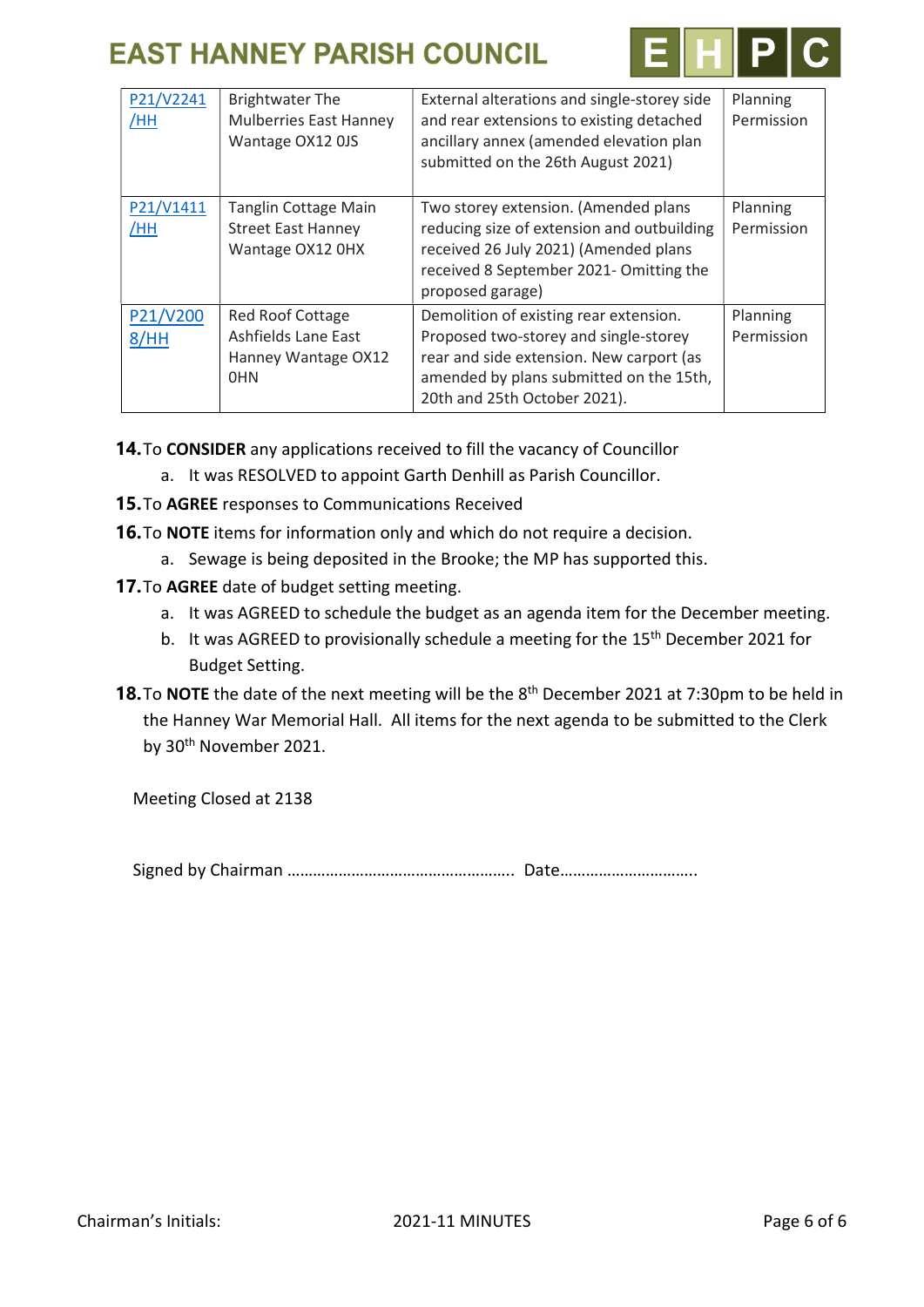| | | | |
|---|---|---|---|
| P21/V2241/HH | Brightwater The Mulberries East Hanney Wantage OX12 0JS | External alterations and single-storey side and rear extensions to existing detached ancillary annex (amended elevation plan submitted on the 26th August 2021) | Planning Permission |
| P21/V1411/HH | Tanglin Cottage Main Street East Hanney Wantage OX12 0HX | Two storey extension. (Amended plans reducing size of extension and outbuilding received 26 July 2021) (Amended plans received 8 September 2021- Omitting the proposed garage) | Planning Permission |
| P21/V2008/HH | Red Roof Cottage Ashfields Lane East Hanney Wantage OX12 0HN | Demolition of existing rear extension. Proposed two-storey and single-storey rear and side extension. New carport (as amended by plans submitted on the 15th, 20th and 25th October 2021). | Planning Permission |

**14.** To **CONSIDER** any applications received to fill the vacancy of Councillor

   a. It was RESOLVED to appoint Garth Denhill as Parish Councillor.

**15.** To **AGREE** responses to Communications Received

**16.** To **NOTE** items for information only and which do not require a decision.

   a. Sewage is being deposited in the Brooke; the MP has supported this.

**17.** To **AGREE** date of budget setting meeting.

   a. It was AGREED to schedule the budget as an agenda item for the December meeting.
   b. It was AGREED to provisionally schedule a meeting for the 15th December 2021 for Budget Setting.

**18.** To **NOTE** the date of the next meeting will be the 8th December 2021 at 7:30pm to be held in the Hanney War Memorial Hall. All items for the next agenda to be submitted to the Clerk by 30th November 2021.

Meeting Closed at 2138

Signed by Chairman …………………………………………….. Date…………………………..

Chairman's Initials: